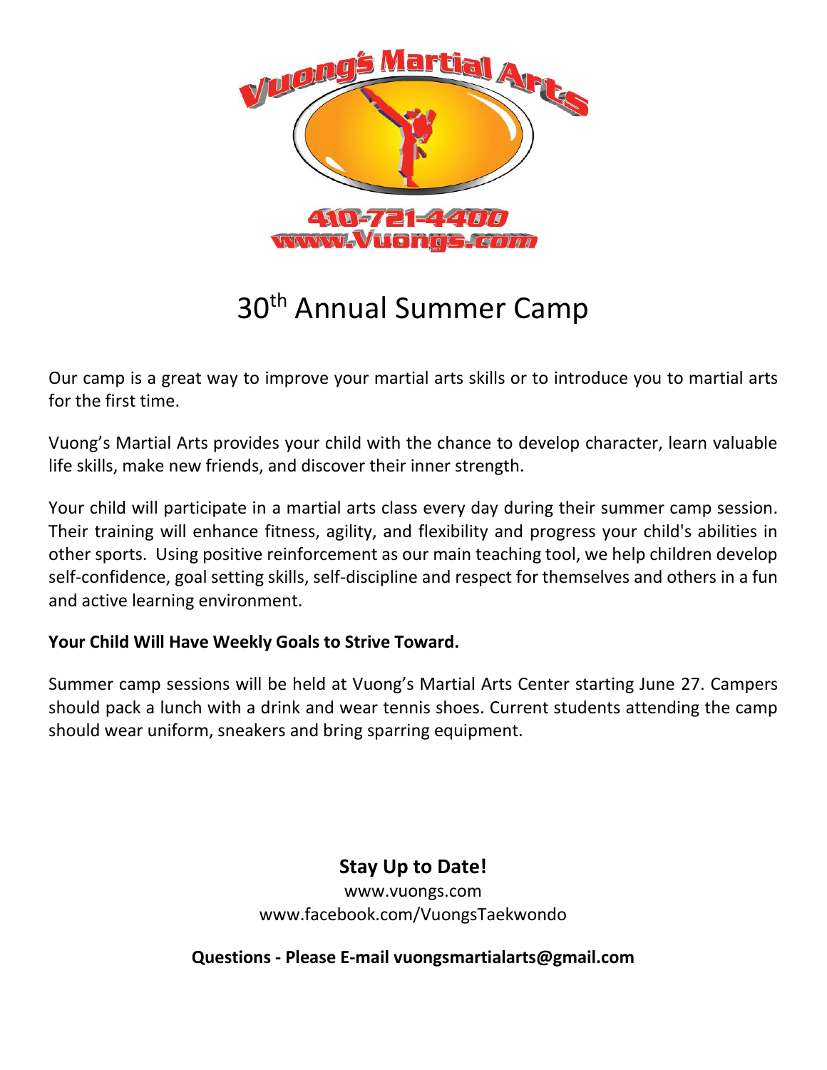Vuong's Martial Arts

410-721-4400
www.Vuongs.com

# 30th Annual Summer Camp

Our camp is a great way to improve your martial arts skills or to introduce you to martial arts for the first time.

Vuong's Martial Arts provides your child with the chance to develop character, learn valuable life skills, make new friends, and discover their inner strength.

Your child will participate in a martial arts class every day during their summer camp session. Their training will enhance fitness, agility, and flexibility and progress your child's abilities in other sports. Using positive reinforcement as our main teaching tool, we help children develop self-confidence, goal setting skills, self-discipline and respect for themselves and others in a fun and active learning environment.

**Your Child Will Have Weekly Goals to Strive Toward.**

Summer camp sessions will be held at Vuong's Martial Arts Center starting June 27. Campers should pack a lunch with a drink and wear tennis shoes. Current students attending the camp should wear uniform, sneakers and bring sparring equipment.

**Stay Up to Date!**

www.vuongs.com
www.facebook.com/VuongsTaekwondo

**Questions - Please E-mail vuongsmartialarts@gmail.com**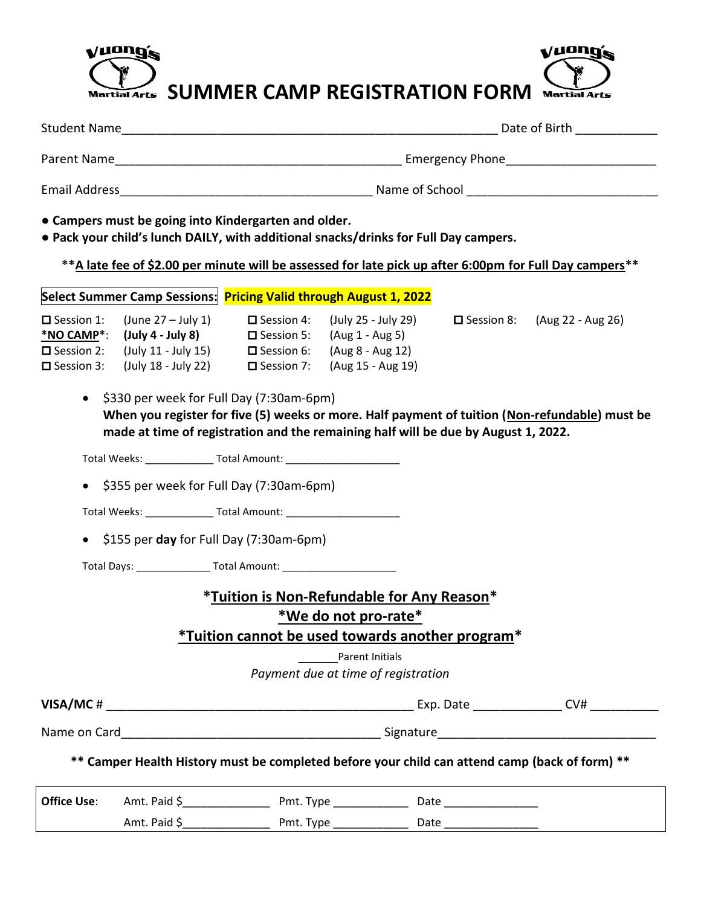# SUMMER CAMP REGISTRATION FORM

Student Name_______________________________________________________ Date of Birth ____________

Parent Name__________________________________________ Emergency Phone______________________

Email Address_____________________________________ Name of School ____________________________

- **Campers must be going into Kindergarten and older.**
- **Pack your child's lunch DAILY, with additional snacks/drinks for Full Day campers.**

****A late fee of $2.00 per minute will be assessed for late pick up after 6:00pm for Full Day campers****

**Select Summer Camp Sessions:** **Pricing Valid through August 1, 2022**

| | | | | | |
|---|---|---|---|---|---|
| ☐ Session 1: | (June 27 – July 1) | ☐ Session 4: | (July 25 - July 29) | ☐ Session 8: | (Aug 22 - Aug 26) |
| ***NO CAMP***: | **(July 4 - July 8)** | ☐ Session 5: | (Aug 1 - Aug 5) | | |
| ☐ Session 2: | (July 11 - July 15) | ☐ Session 6: | (Aug 8 - Aug 12) | | |
| ☐ Session 3: | (July 18 - July 22) | ☐ Session 7: | (Aug 15 - Aug 19) | | |

- $330 per week for Full Day (7:30am-6pm)
  **When you register for five (5) weeks or more. Half payment of tuition (Non-refundable) must be made at time of registration and the remaining half will be due by August 1, 2022.**

Total Weeks: ____________ Total Amount: ____________________

- $355 per week for Full Day (7:30am-6pm)

Total Weeks: ____________ Total Amount: ____________________

- $155 per **day** for Full Day (7:30am-6pm)

Total Days: _____________ Total Amount: ____________________

***Tuition is Non-Refundable for Any Reason***

***We do not pro-rate***

***Tuition cannot be used towards another program***

______Parent Initials

*Payment due at time of registration*

**VISA/MC** # ______________________________________________ Exp. Date _____________ CV# __________

Name on Card______________________________________ Signature________________________________

**** Camper Health History must be completed before your child can attend camp (back of form) ****

| **Office Use**: | Amt. Paid $______________ | Pmt. Type ____________ | Date _______________ |
|---|---|---|---|
| | Amt. Paid $______________ | Pmt. Type ____________ | Date _______________ |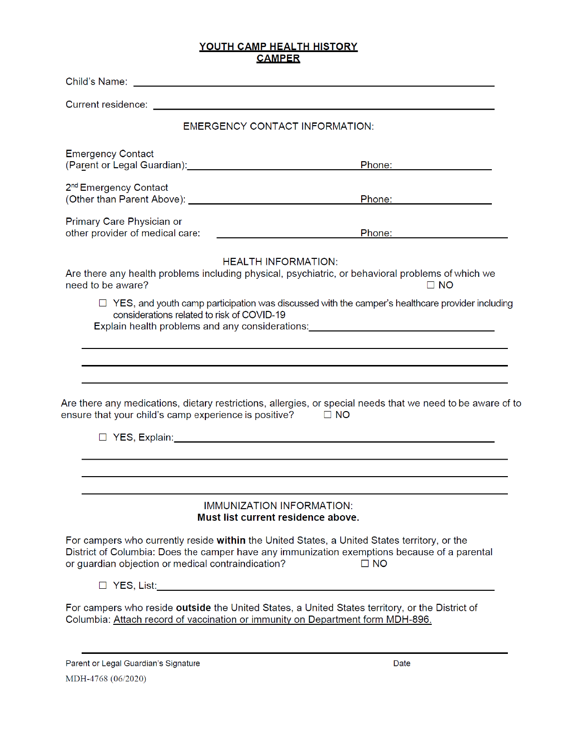# YOUTH CAMP HEALTH HISTORY
## CAMPER

Child's Name: ____________________________________________

Current residence: ____________________________________________

### EMERGENCY CONTACT INFORMATION:

Emergency Contact
(Parent or Legal Guardian): ______________________________ Phone: ____________

2nd Emergency Contact
(Other than Parent Above): ______________________________ Phone: ____________

Primary Care Physician or
other provider of medical care: ______________________________ Phone: ____________

### HEALTH INFORMATION:

Are there any health problems including physical, psychiatric, or behavioral problems of which we need to be aware? ☐ NO

☐ YES, and youth camp participation was discussed with the camper's healthcare provider including considerations related to risk of COVID-19

Explain health problems and any considerations: ______________________________

____________________________________________

____________________________________________

____________________________________________

Are there any medications, dietary restrictions, allergies, or special needs that we need to be aware of to ensure that your child's camp experience is positive? ☐ NO

☐ YES, Explain: ______________________________

____________________________________________

____________________________________________

____________________________________________

### IMMUNIZATION INFORMATION:

**Must list current residence above.**

For campers who currently reside **within** the United States, a United States territory, or the District of Columbia: Does the camper have any immunization exemptions because of a parental or guardian objection or medical contraindication? ☐ NO

☐ YES, List: ______________________________

For campers who reside **outside** the United States, a United States territory, or the District of Columbia: Attach record of vaccination or immunity on Department form MDH-896.

____________________________________________

Parent or Legal Guardian's Signature                                        Date

MDH-4768 (06/2020)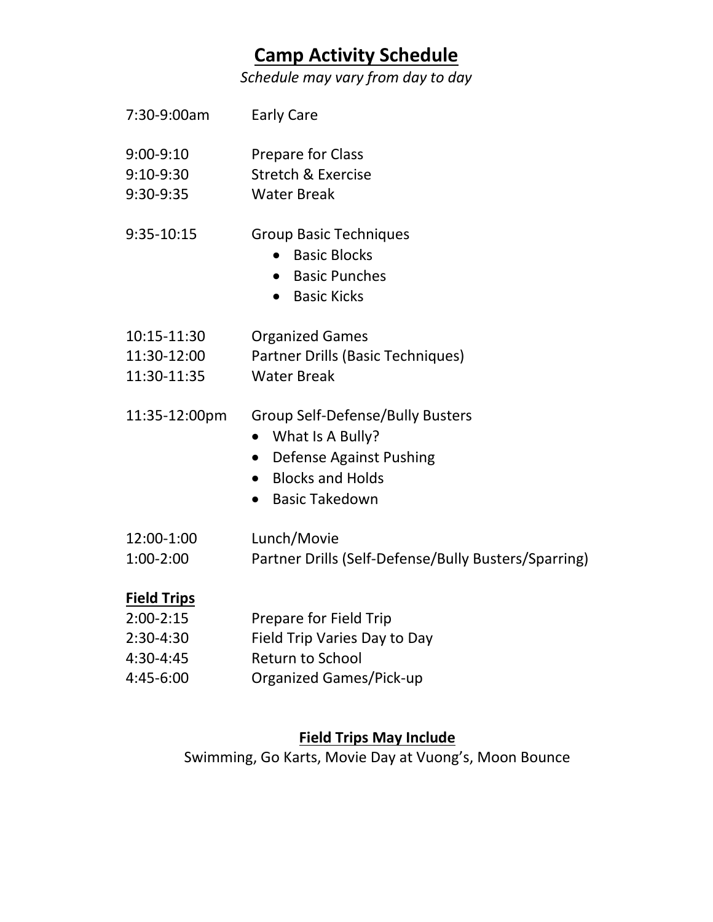# Camp Activity Schedule

*Schedule may vary from day to day*

| | |
|---|---|
| 7:30-9:00am | Early Care |
| 9:00-9:10 | Prepare for Class |
| 9:10-9:30 | Stretch & Exercise |
| 9:30-9:35 | Water Break |
| 9:35-10:15 | Group Basic Techniques<br>• Basic Blocks<br>• Basic Punches<br>• Basic Kicks |
| 10:15-11:30 | Organized Games |
| 11:30-12:00 | Partner Drills (Basic Techniques) |
| 11:30-11:35 | Water Break |
| 11:35-12:00pm | Group Self-Defense/Bully Busters<br>• What Is A Bully?<br>• Defense Against Pushing<br>• Blocks and Holds<br>• Basic Takedown |
| 12:00-1:00 | Lunch/Movie |
| 1:00-2:00 | Partner Drills (Self-Defense/Bully Busters/Sparring) |
| **Field Trips** | |
| 2:00-2:15 | Prepare for Field Trip |
| 2:30-4:30 | Field Trip Varies Day to Day |
| 4:30-4:45 | Return to School |
| 4:45-6:00 | Organized Games/Pick-up |

**Field Trips May Include**

Swimming, Go Karts, Movie Day at Vuong's, Moon Bounce